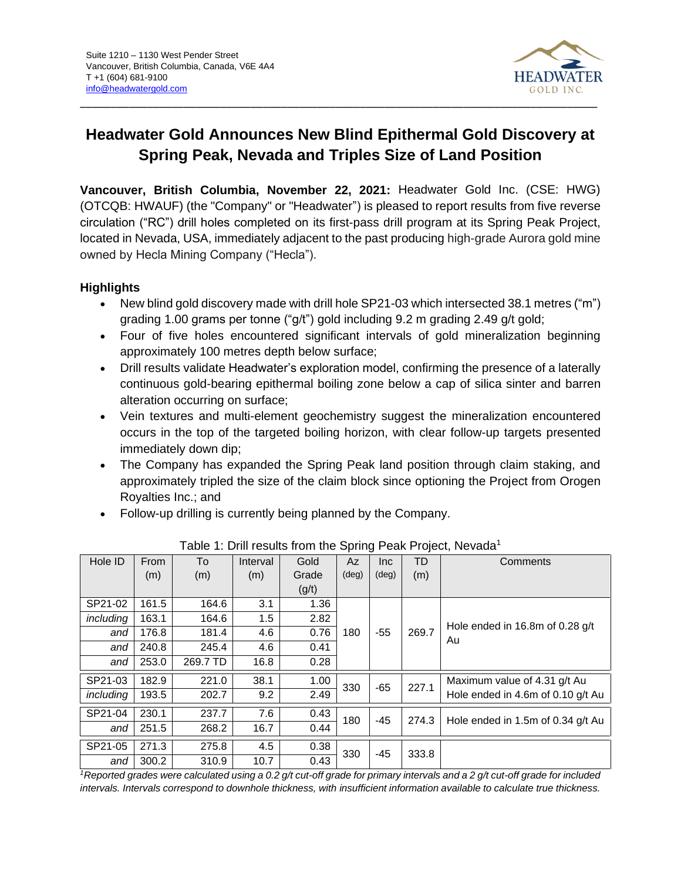Suite 1210 – 1130 West Pender Street
Vancouver, British Columbia, Canada, V6E 4A4
T +1 (604) 681-9100
info@headwatergold.com

# Headwater Gold Announces New Blind Epithermal Gold Discovery at Spring Peak, Nevada and Triples Size of Land Position

**Vancouver, British Columbia, November 22, 2021:** Headwater Gold Inc. (CSE: HWG) (OTCQB: HWAUF) (the "Company" or "Headwater") is pleased to report results from five reverse circulation ("RC") drill holes completed on its first-pass drill program at its Spring Peak Project, located in Nevada, USA, immediately adjacent to the past producing high-grade Aurora gold mine owned by Hecla Mining Company ("Hecla").

## Highlights

- New blind gold discovery made with drill hole SP21-03 which intersected 38.1 metres ("m") grading 1.00 grams per tonne ("g/t") gold including 9.2 m grading 2.49 g/t gold;
- Four of five holes encountered significant intervals of gold mineralization beginning approximately 100 metres depth below surface;
- Drill results validate Headwater's exploration model, confirming the presence of a laterally continuous gold-bearing epithermal boiling zone below a cap of silica sinter and barren alteration occurring on surface;
- Vein textures and multi-element geochemistry suggest the mineralization encountered occurs in the top of the targeted boiling horizon, with clear follow-up targets presented immediately down dip;
- The Company has expanded the Spring Peak land position through claim staking, and approximately tripled the size of the claim block since optioning the Project from Orogen Royalties Inc.; and
- Follow-up drilling is currently being planned by the Company.

Table 1: Drill results from the Spring Peak Project, Nevada[1]

| Hole ID | From (m) | To (m) | Interval (m) | Gold Grade (g/t) | Az (deg) | Inc (deg) | TD (m) | Comments |
|---|---|---|---|---|---|---|---|---|
| SP21-02 | 161.5 | 164.6 | 3.1 | 1.36 | 180 | -55 | 269.7 | Hole ended in 16.8m of 0.28 g/t Au |
| *including* | 163.1 | 164.6 | 1.5 | 2.82 | | | | |
| *and* | 176.8 | 181.4 | 4.6 | 0.76 | | | | |
| *and* | 240.8 | 245.4 | 4.6 | 0.41 | | | | |
| *and* | 253.0 | 269.7 TD | 16.8 | 0.28 | | | | |
| SP21-03 | 182.9 | 221.0 | 38.1 | 1.00 | 330 | -65 | 227.1 | Maximum value of 4.31 g/t Au Hole ended in 4.6m of 0.10 g/t Au |
| *including* | 193.5 | 202.7 | 9.2 | 2.49 | | | | |
| SP21-04 | 230.1 | 237.7 | 7.6 | 0.43 | 180 | -45 | 274.3 | Hole ended in 1.5m of 0.34 g/t Au |
| *and* | 251.5 | 268.2 | 16.7 | 0.44 | | | | |
| SP21-05 | 271.3 | 275.8 | 4.5 | 0.38 | 330 | -45 | 333.8 | |
| *and* | 300.2 | 310.9 | 10.7 | 0.43 | | | | |

*[1]Reported grades were calculated using a 0.2 g/t cut-off grade for primary intervals and a 2 g/t cut-off grade for included intervals. Intervals correspond to downhole thickness, with insufficient information available to calculate true thickness.*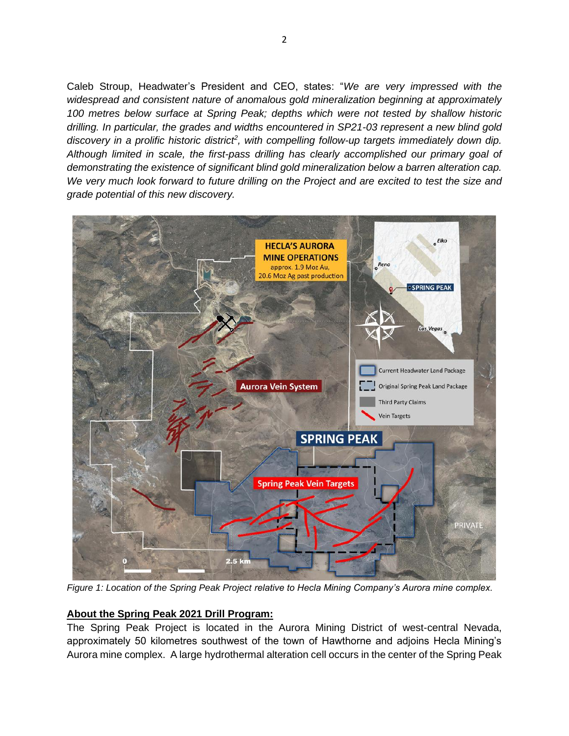Caleb Stroup, Headwater's President and CEO, states: "*We are very impressed with the widespread and consistent nature of anomalous gold mineralization beginning at approximately 100 metres below surface at Spring Peak; depths which were not tested by shallow historic drilling. In particular, the grades and widths encountered in SP21-03 represent a new blind gold discovery in a prolific historic district*[2]*, with compelling follow-up targets immediately down dip. Although limited in scale, the first-pass drilling has clearly accomplished our primary goal of demonstrating the existence of significant blind gold mineralization below a barren alteration cap. We very much look forward to future drilling on the Project and are excited to test the size and grade potential of this new discovery.*

*Figure 1: Location of the Spring Peak Project relative to Hecla Mining Company's Aurora mine complex.*

**About the Spring Peak 2021 Drill Program:**

The Spring Peak Project is located in the Aurora Mining District of west-central Nevada, approximately 50 kilometres southwest of the town of Hawthorne and adjoins Hecla Mining's Aurora mine complex. A large hydrothermal alteration cell occurs in the center of the Spring Peak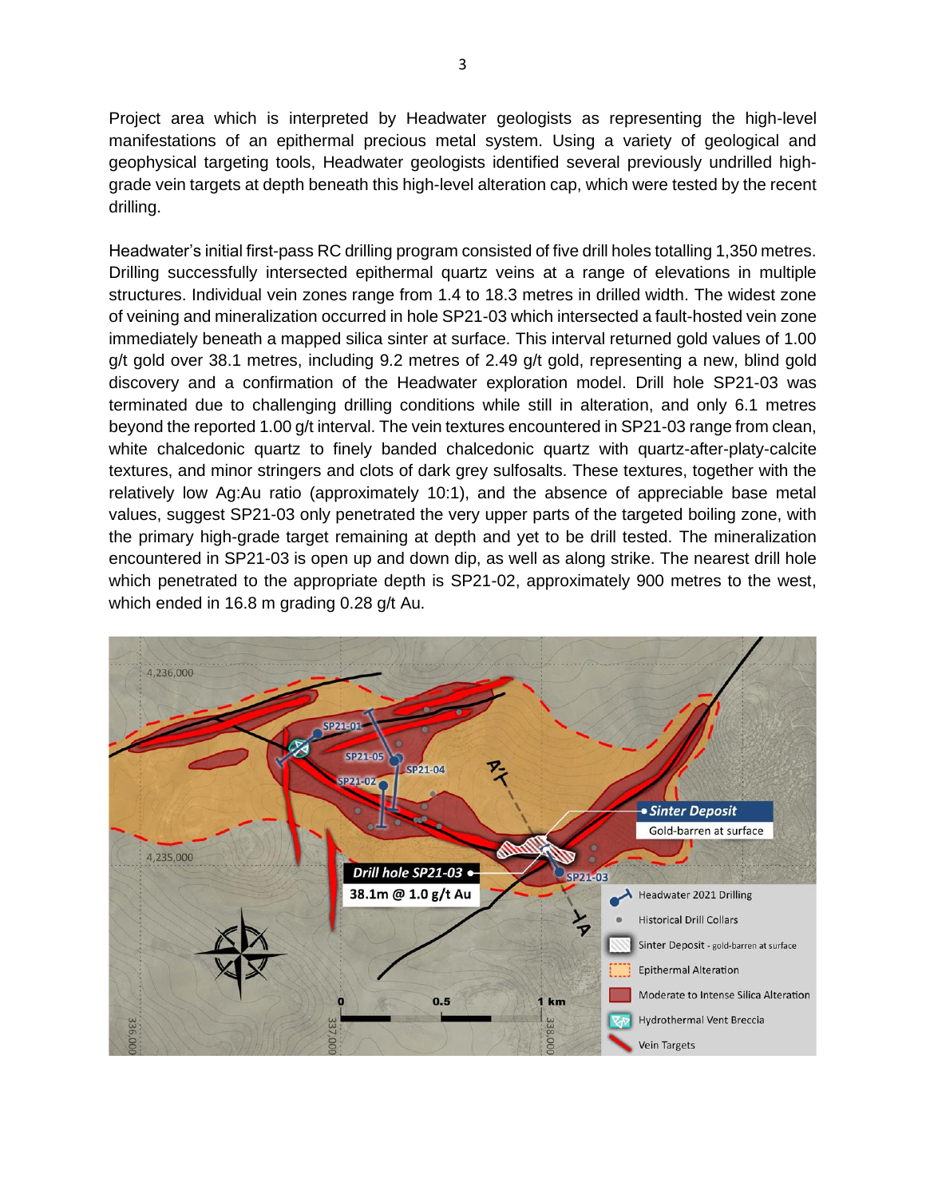Project area which is interpreted by Headwater geologists as representing the high-level manifestations of an epithermal precious metal system. Using a variety of geological and geophysical targeting tools, Headwater geologists identified several previously undrilled high-grade vein targets at depth beneath this high-level alteration cap, which were tested by the recent drilling.

Headwater's initial first-pass RC drilling program consisted of five drill holes totalling 1,350 metres. Drilling successfully intersected epithermal quartz veins at a range of elevations in multiple structures. Individual vein zones range from 1.4 to 18.3 metres in drilled width. The widest zone of veining and mineralization occurred in hole SP21-03 which intersected a fault-hosted vein zone immediately beneath a mapped silica sinter at surface. This interval returned gold values of 1.00 g/t gold over 38.1 metres, including 9.2 metres of 2.49 g/t gold, representing a new, blind gold discovery and a confirmation of the Headwater exploration model. Drill hole SP21-03 was terminated due to challenging drilling conditions while still in alteration, and only 6.1 metres beyond the reported 1.00 g/t interval. The vein textures encountered in SP21-03 range from clean, white chalcedonic quartz to finely banded chalcedonic quartz with quartz-after-platy-calcite textures, and minor stringers and clots of dark grey sulfosalts. These textures, together with the relatively low Ag:Au ratio (approximately 10:1), and the absence of appreciable base metal values, suggest SP21-03 only penetrated the very upper parts of the targeted boiling zone, with the primary high-grade target remaining at depth and yet to be drill tested. The mineralization encountered in SP21-03 is open up and down dip, as well as along strike. The nearest drill hole which penetrated to the appropriate depth is SP21-02, approximately 900 metres to the west, which ended in 16.8 m grading 0.28 g/t Au.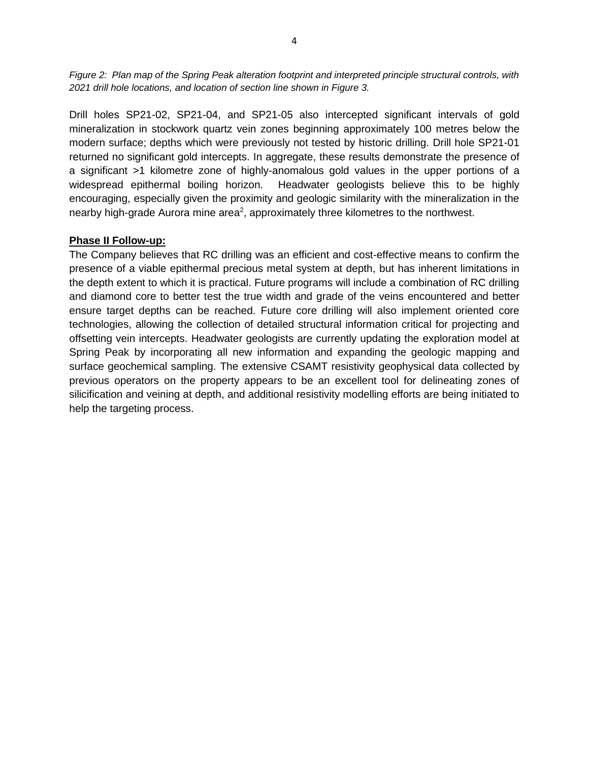*Figure 2: Plan map of the Spring Peak alteration footprint and interpreted principle structural controls, with 2021 drill hole locations, and location of section line shown in Figure 3.*

Drill holes SP21-02, SP21-04, and SP21-05 also intercepted significant intervals of gold mineralization in stockwork quartz vein zones beginning approximately 100 metres below the modern surface; depths which were previously not tested by historic drilling. Drill hole SP21-01 returned no significant gold intercepts. In aggregate, these results demonstrate the presence of a significant >1 kilometre zone of highly-anomalous gold values in the upper portions of a widespread epithermal boiling horizon. Headwater geologists believe this to be highly encouraging, especially given the proximity and geologic similarity with the mineralization in the nearby high-grade Aurora mine area[2], approximately three kilometres to the northwest.

**Phase II Follow-up:**

The Company believes that RC drilling was an efficient and cost-effective means to confirm the presence of a viable epithermal precious metal system at depth, but has inherent limitations in the depth extent to which it is practical. Future programs will include a combination of RC drilling and diamond core to better test the true width and grade of the veins encountered and better ensure target depths can be reached. Future core drilling will also implement oriented core technologies, allowing the collection of detailed structural information critical for projecting and offsetting vein intercepts. Headwater geologists are currently updating the exploration model at Spring Peak by incorporating all new information and expanding the geologic mapping and surface geochemical sampling. The extensive CSAMT resistivity geophysical data collected by previous operators on the property appears to be an excellent tool for delineating zones of silicification and veining at depth, and additional resistivity modelling efforts are being initiated to help the targeting process.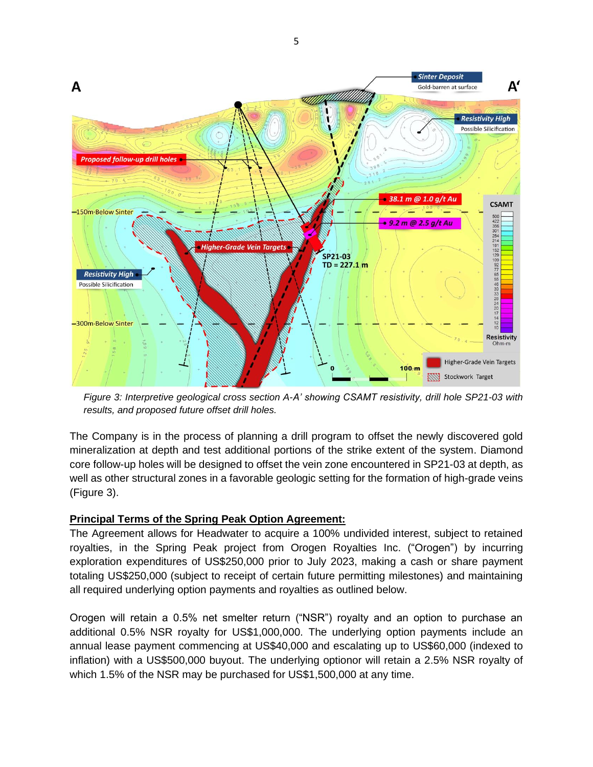*Figure 3: Interpretive geological cross section A-A' showing CSAMT resistivity, drill hole SP21-03 with results, and proposed future offset drill holes.*

The Company is in the process of planning a drill program to offset the newly discovered gold mineralization at depth and test additional portions of the strike extent of the system. Diamond core follow-up holes will be designed to offset the vein zone encountered in SP21-03 at depth, as well as other structural zones in a favorable geologic setting for the formation of high-grade veins (Figure 3).

**Principal Terms of the Spring Peak Option Agreement:**

The Agreement allows for Headwater to acquire a 100% undivided interest, subject to retained royalties, in the Spring Peak project from Orogen Royalties Inc. ("Orogen") by incurring exploration expenditures of US$250,000 prior to July 2023, making a cash or share payment totaling US$250,000 (subject to receipt of certain future permitting milestones) and maintaining all required underlying option payments and royalties as outlined below.

Orogen will retain a 0.5% net smelter return ("NSR") royalty and an option to purchase an additional 0.5% NSR royalty for US$1,000,000. The underlying option payments include an annual lease payment commencing at US$40,000 and escalating up to US$60,000 (indexed to inflation) with a US$500,000 buyout. The underlying optionor will retain a 2.5% NSR royalty of which 1.5% of the NSR may be purchased for US$1,500,000 at any time.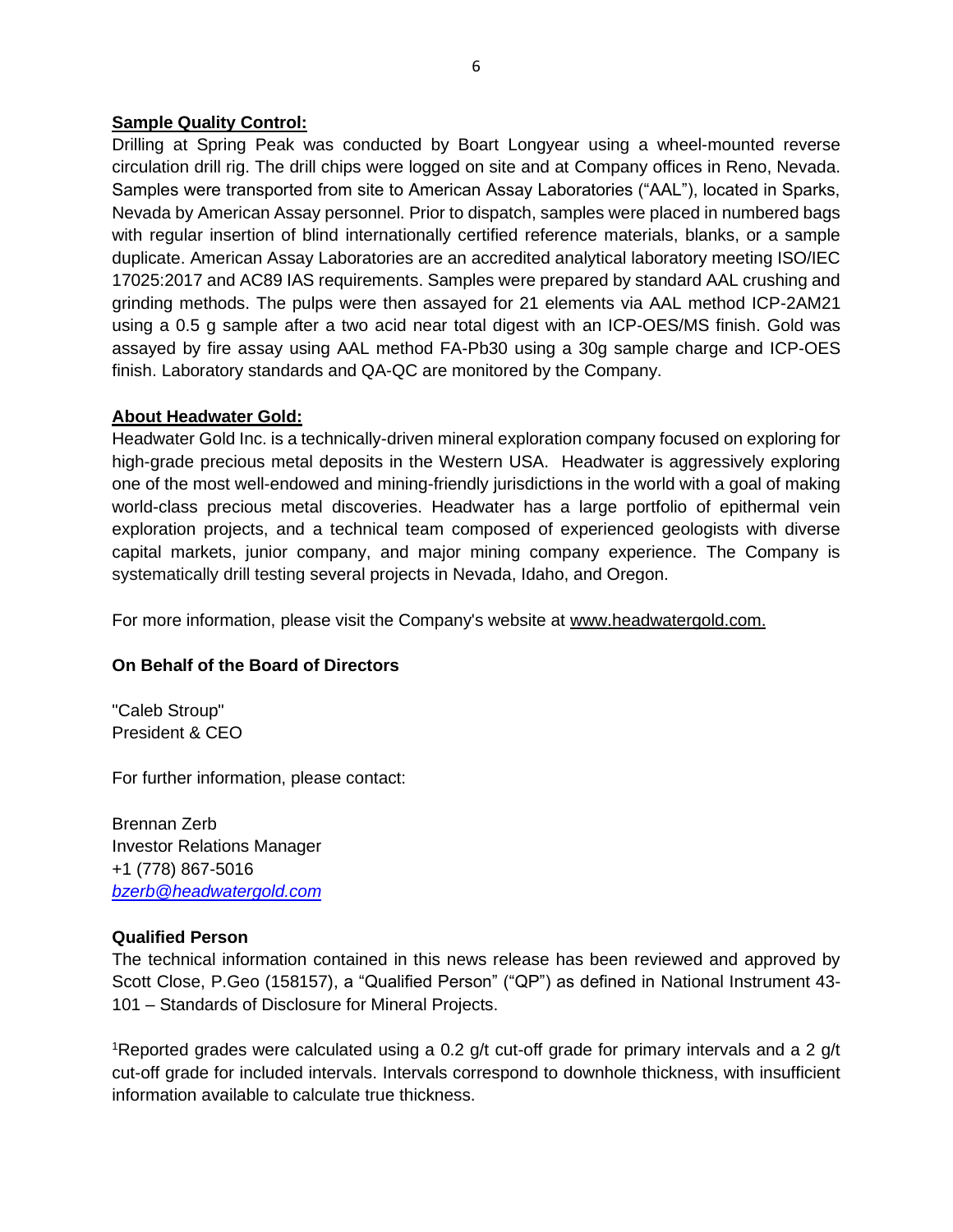**Sample Quality Control:**

Drilling at Spring Peak was conducted by Boart Longyear using a wheel-mounted reverse circulation drill rig. The drill chips were logged on site and at Company offices in Reno, Nevada. Samples were transported from site to American Assay Laboratories ("AAL"), located in Sparks, Nevada by American Assay personnel. Prior to dispatch, samples were placed in numbered bags with regular insertion of blind internationally certified reference materials, blanks, or a sample duplicate. American Assay Laboratories are an accredited analytical laboratory meeting ISO/IEC 17025:2017 and AC89 IAS requirements. Samples were prepared by standard AAL crushing and grinding methods. The pulps were then assayed for 21 elements via AAL method ICP-2AM21 using a 0.5 g sample after a two acid near total digest with an ICP-OES/MS finish. Gold was assayed by fire assay using AAL method FA-Pb30 using a 30g sample charge and ICP-OES finish. Laboratory standards and QA-QC are monitored by the Company.

**About Headwater Gold:**

Headwater Gold Inc. is a technically-driven mineral exploration company focused on exploring for high-grade precious metal deposits in the Western USA. Headwater is aggressively exploring one of the most well-endowed and mining-friendly jurisdictions in the world with a goal of making world-class precious metal discoveries. Headwater has a large portfolio of epithermal vein exploration projects, and a technical team composed of experienced geologists with diverse capital markets, junior company, and major mining company experience. The Company is systematically drill testing several projects in Nevada, Idaho, and Oregon.

For more information, please visit the Company's website at www.headwatergold.com.

**On Behalf of the Board of Directors**

"Caleb Stroup"
President & CEO

For further information, please contact:

Brennan Zerb
Investor Relations Manager
+1 (778) 867-5016
*bzerb@headwatergold.com*

**Qualified Person**

The technical information contained in this news release has been reviewed and approved by Scott Close, P.Geo (158157), a "Qualified Person" ("QP") as defined in National Instrument 43-101 – Standards of Disclosure for Mineral Projects.

[1]Reported grades were calculated using a 0.2 g/t cut-off grade for primary intervals and a 2 g/t cut-off grade for included intervals. Intervals correspond to downhole thickness, with insufficient information available to calculate true thickness.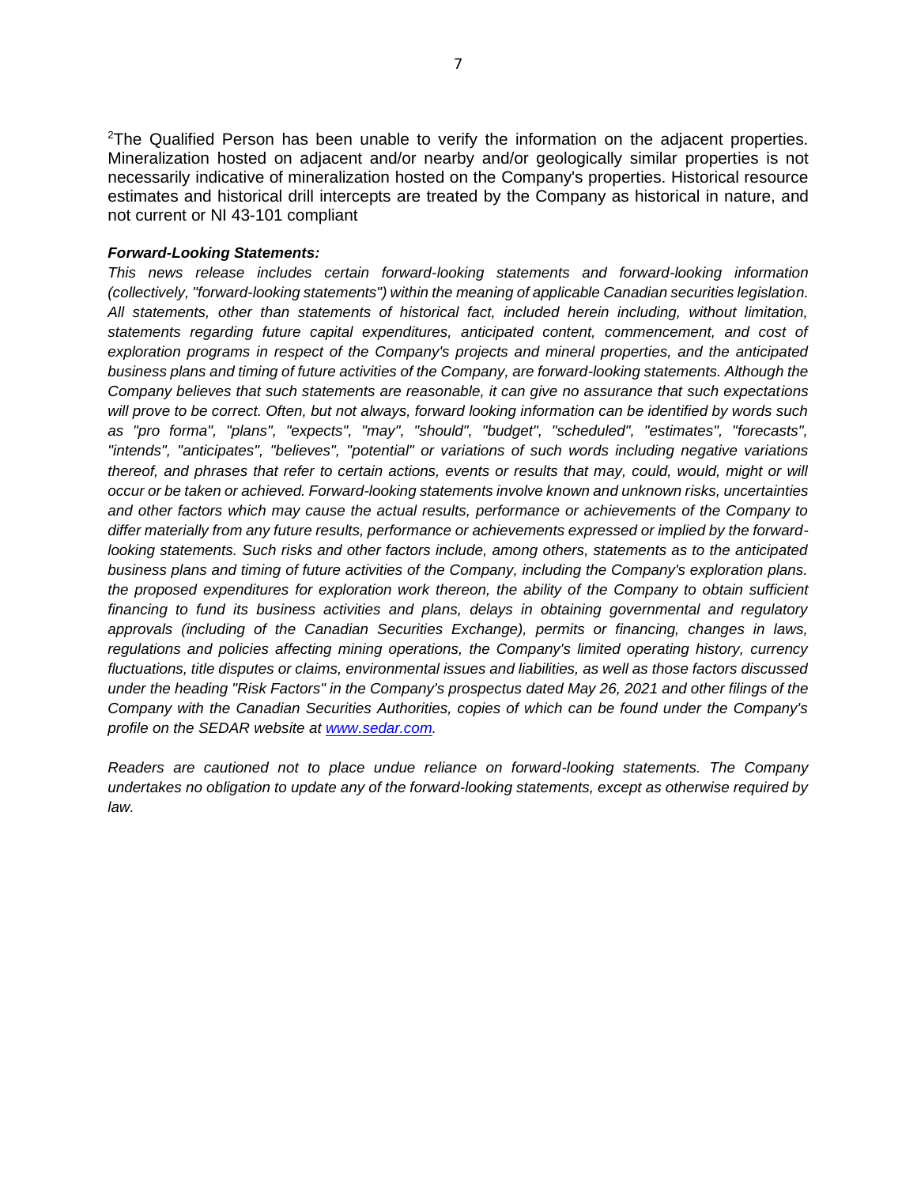[2]The Qualified Person has been unable to verify the information on the adjacent properties. Mineralization hosted on adjacent and/or nearby and/or geologically similar properties is not necessarily indicative of mineralization hosted on the Company's properties. Historical resource estimates and historical drill intercepts are treated by the Company as historical in nature, and not current or NI 43-101 compliant

***Forward-Looking Statements:***

*This news release includes certain forward-looking statements and forward-looking information (collectively, "forward-looking statements") within the meaning of applicable Canadian securities legislation. All statements, other than statements of historical fact, included herein including, without limitation, statements regarding future capital expenditures, anticipated content, commencement, and cost of exploration programs in respect of the Company's projects and mineral properties, and the anticipated business plans and timing of future activities of the Company, are forward-looking statements. Although the Company believes that such statements are reasonable, it can give no assurance that such expectations will prove to be correct. Often, but not always, forward looking information can be identified by words such as "pro forma", "plans", "expects", "may", "should", "budget", "scheduled", "estimates", "forecasts", "intends", "anticipates", "believes", "potential" or variations of such words including negative variations thereof, and phrases that refer to certain actions, events or results that may, could, would, might or will occur or be taken or achieved. Forward-looking statements involve known and unknown risks, uncertainties and other factors which may cause the actual results, performance or achievements of the Company to differ materially from any future results, performance or achievements expressed or implied by the forward-looking statements. Such risks and other factors include, among others, statements as to the anticipated business plans and timing of future activities of the Company, including the Company's exploration plans. the proposed expenditures for exploration work thereon, the ability of the Company to obtain sufficient financing to fund its business activities and plans, delays in obtaining governmental and regulatory approvals (including of the Canadian Securities Exchange), permits or financing, changes in laws, regulations and policies affecting mining operations, the Company's limited operating history, currency fluctuations, title disputes or claims, environmental issues and liabilities, as well as those factors discussed under the heading "Risk Factors" in the Company's prospectus dated May 26, 2021 and other filings of the Company with the Canadian Securities Authorities, copies of which can be found under the Company's profile on the SEDAR website at [www.sedar.com](http://www.sedar.com).*

*Readers are cautioned not to place undue reliance on forward-looking statements. The Company undertakes no obligation to update any of the forward-looking statements, except as otherwise required by law.*